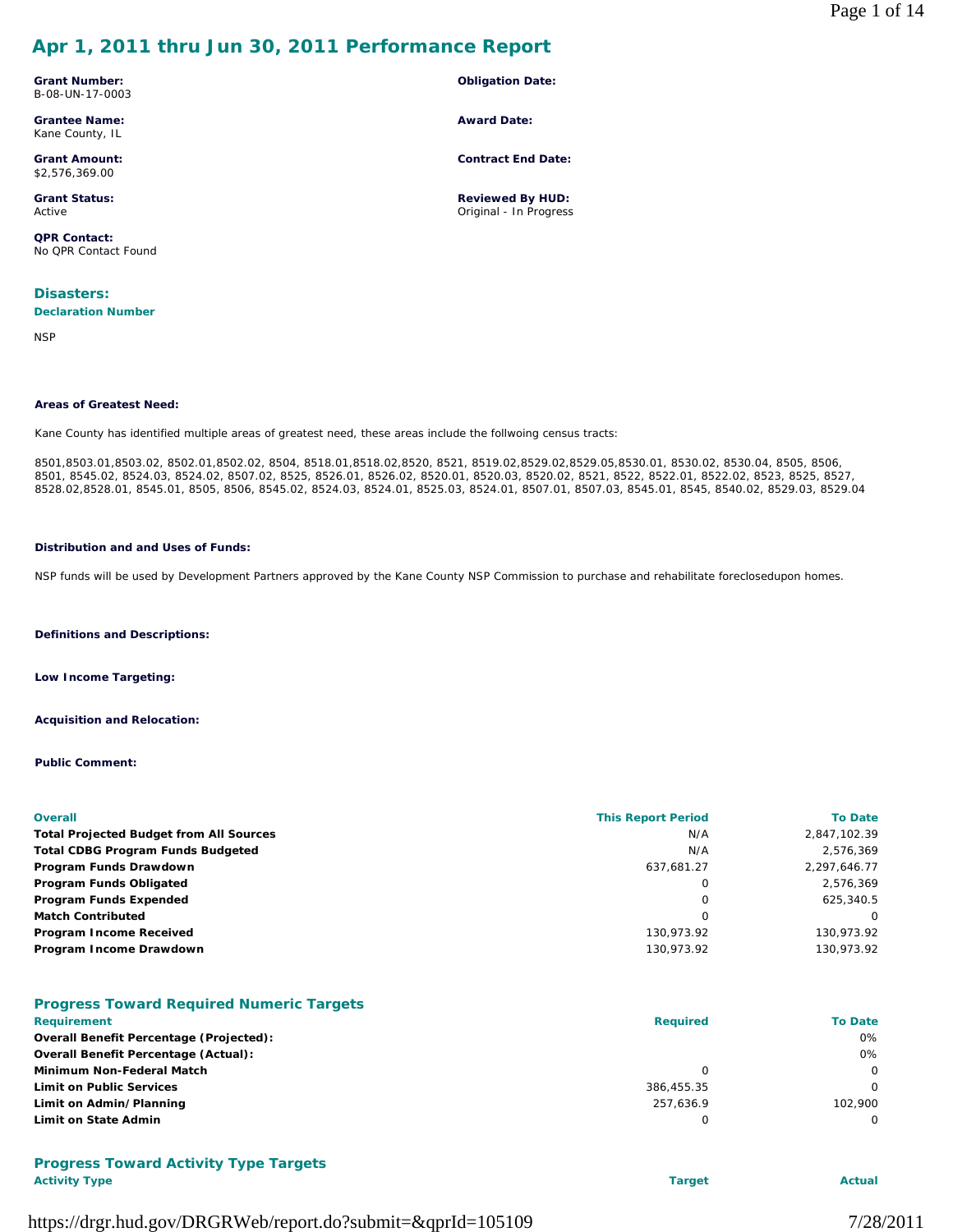# Apr 1, 2011 thru Jun 30, 2011 Performance Report

**Grant Number:**
B-08-UN-17-0003

**Grantee Name:**
Kane County, IL

**Grant Amount:**
$2,576,369.00

**Grant Status:**
Active

**QPR Contact:**
No QPR Contact Found

**Obligation Date:**

**Award Date:**

**Contract End Date:**

**Reviewed By HUD:**
Original - In Progress

## Disasters:

**Declaration Number**

NSP

**Areas of Greatest Need:**

Kane County has identified multiple areas of greatest need, these areas include the follwoing census tracts:

8501,8503.01,8503.02, 8502.01,8502.02, 8504, 8518.01,8518.02,8520, 8521, 8519.02,8529.02,8529.05,8530.01, 8530.02, 8530.04, 8505, 8506, 8501, 8545.02, 8524.03, 8524.02, 8507.02, 8525, 8526.01, 8526.02, 8520.01, 8520.03, 8520.02, 8521, 8522, 8522.01, 8522.02, 8523, 8525, 8527, 8528.02,8528.01, 8545.01, 8505, 8506, 8545.02, 8524.03, 8524.01, 8525.03, 8524.01, 8507.01, 8507.03, 8545.01, 8545, 8540.02, 8529.03, 8529.04

**Distribution and and Uses of Funds:**

NSP funds will be used by Development Partners approved by the Kane County NSP Commission to purchase and rehabilitate foreclosedupon homes.

**Definitions and Descriptions:**

**Low Income Targeting:**

**Acquisition and Relocation:**

**Public Comment:**

| Overall | This Report Period | To Date |
|---|---|---|
| **Total Projected Budget from All Sources** | N/A | 2,847,102.39 |
| **Total CDBG Program Funds Budgeted** | N/A | 2,576,369 |
| **Program Funds Drawdown** | 637,681.27 | 2,297,646.77 |
| **Program Funds Obligated** | 0 | 2,576,369 |
| **Program Funds Expended** | 0 | 625,340.5 |
| **Match Contributed** | 0 | 0 |
| **Program Income Received** | 130,973.92 | 130,973.92 |
| **Program Income Drawdown** | 130,973.92 | 130,973.92 |

## Progress Toward Required Numeric Targets

| Requirement | Required | To Date |
|---|---|---|
| **Overall Benefit Percentage (Projected):** | | 0% |
| **Overall Benefit Percentage (Actual):** | | 0% |
| **Minimum Non-Federal Match** | 0 | 0 |
| **Limit on Public Services** | 386,455.35 | 0 |
| **Limit on Admin/Planning** | 257,636.9 | 102,900 |
| **Limit on State Admin** | 0 | 0 |

## Progress Toward Activity Type Targets

| Activity Type | Target | Actual |
|---|---|---|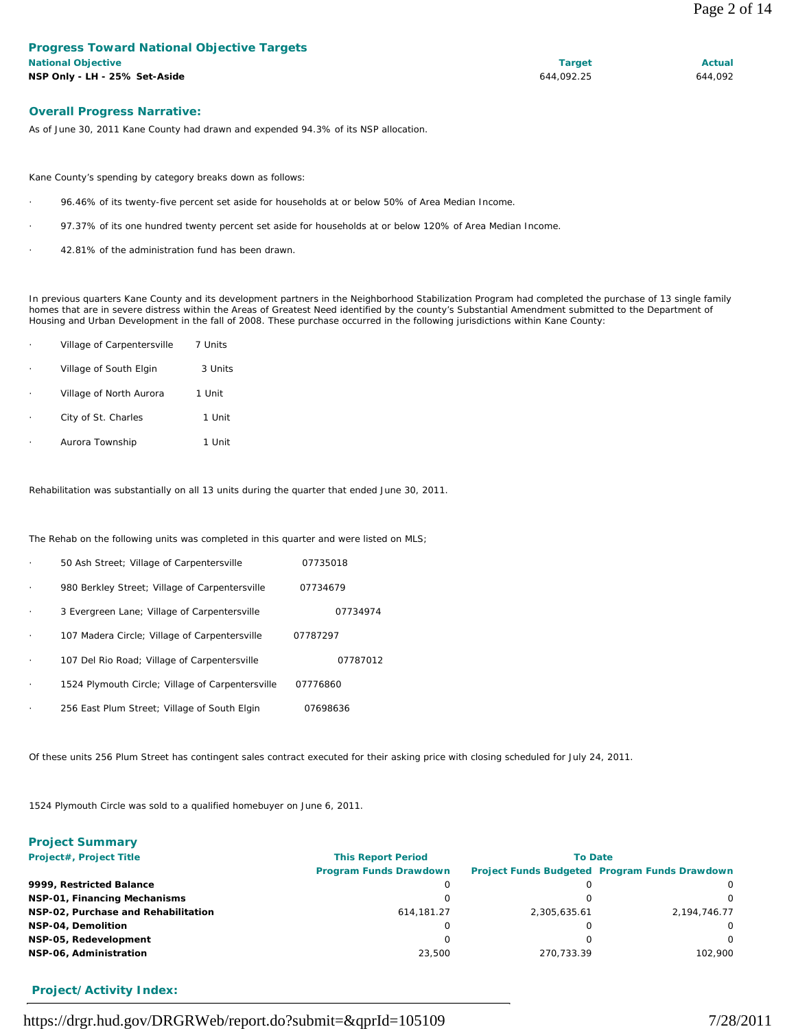## Progress Toward National Objective Targets

| National Objective | Target | Actual |
|---|---|---|
| NSP Only - LH - 25% Set-Aside | 644,092.25 | 644,092 |

## Overall Progress Narrative:

As of June 30, 2011 Kane County had drawn and expended 94.3% of its NSP allocation.

Kane County's spending by category breaks down as follows:

- 96.46% of its twenty-five percent set aside for households at or below 50% of Area Median Income.
- 97.37% of its one hundred twenty percent set aside for households at or below 120% of Area Median Income.
- 42.81% of the administration fund has been drawn.

In previous quarters Kane County and its development partners in the Neighborhood Stabilization Program had completed the purchase of 13 single family homes that are in severe distress within the Areas of Greatest Need identified by the county's Substantial Amendment submitted to the Department of Housing and Urban Development in the fall of 2008. These purchase occurred in the following jurisdictions within Kane County:

- Village of Carpentersville 7 Units
- Village of South Elgin 3 Units
- Village of North Aurora 1 Unit
- City of St. Charles 1 Unit
- Aurora Township 1 Unit

Rehabilitation was substantially on all 13 units during the quarter that ended June 30, 2011.

The Rehab on the following units was completed in this quarter and were listed on MLS;

- 50 Ash Street; Village of Carpentersville 07735018
- 980 Berkley Street; Village of Carpentersville 07734679
- 3 Evergreen Lane; Village of Carpentersville 07734974
- 107 Madera Circle; Village of Carpentersville 07787297
- 107 Del Rio Road; Village of Carpentersville 07787012
- 1524 Plymouth Circle; Village of Carpentersville 07776860
- 256 East Plum Street; Village of South Elgin 07698636

Of these units 256 Plum Street has contingent sales contract executed for their asking price with closing scheduled for July 24, 2011.

1524 Plymouth Circle was sold to a qualified homebuyer on June 6, 2011.

## Project Summary

| Project#, Project Title | This Report Period | To Date | |
|---|---|---|---|
| | Program Funds Drawdown | Project Funds Budgeted | Program Funds Drawdown |
| 9999, Restricted Balance | 0 | 0 | 0 |
| NSP-01, Financing Mechanisms | 0 | 0 | 0 |
| NSP-02, Purchase and Rehabilitation | 614,181.27 | 2,305,635.61 | 2,194,746.77 |
| NSP-04, Demolition | 0 | 0 | 0 |
| NSP-05, Redevelopment | 0 | 0 | 0 |
| NSP-06, Administration | 23,500 | 270,733.39 | 102,900 |

## Project/Activity Index: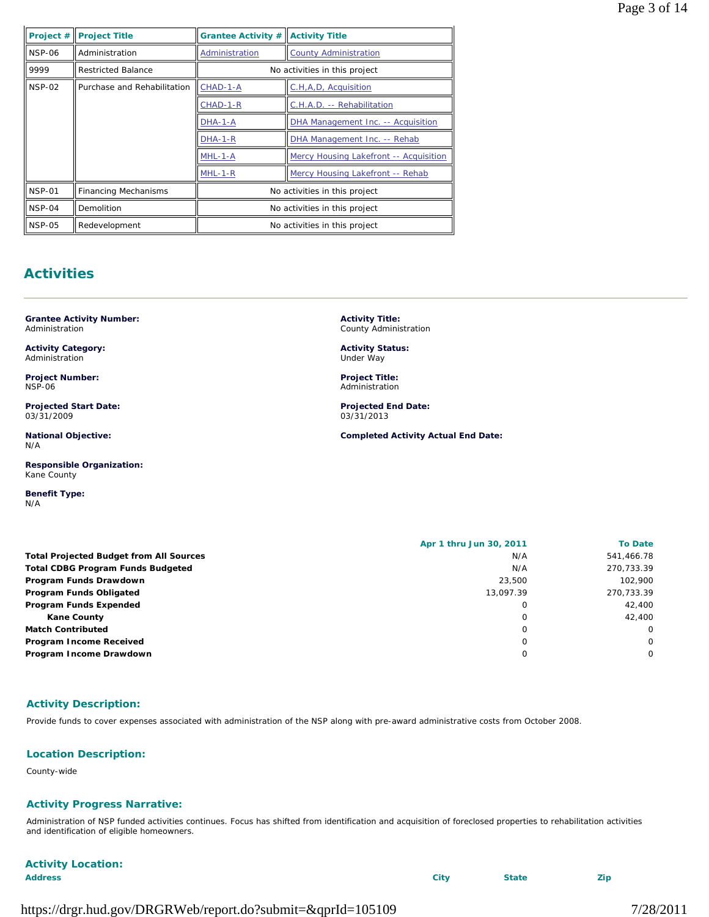| Project # | Project Title | Grantee Activity # | Activity Title |
|---|---|---|---|
| NSP-06 | Administration | Administration | County Administration |
| 9999 | Restricted Balance | No activities in this project | |
| NSP-02 | Purchase and Rehabilitation | CHAD-1-A | C.H,A,D, Acquisition |
| | | CHAD-1-R | C.H.A.D. -- Rehabilitation |
| | | DHA-1-A | DHA Management Inc. -- Acquisition |
| | | DHA-1-R | DHA Management Inc. -- Rehab |
| | | MHL-1-A | Mercy Housing Lakefront -- Acquisition |
| | | MHL-1-R | Mercy Housing Lakefront -- Rehab |
| NSP-01 | Financing Mechanisms | No activities in this project | |
| NSP-04 | Demolition | No activities in this project | |
| NSP-05 | Redevelopment | No activities in this project | |

## Activities

**Grantee Activity Number:**
Administration

**Activity Title:**
County Administration

**Activity Category:**
Administration

**Activity Status:**
Under Way

**Project Number:**
NSP-06

**Project Title:**
Administration

**Projected Start Date:**
03/31/2009

**Projected End Date:**
03/31/2013

**National Objective:**
N/A

**Completed Activity Actual End Date:**

**Responsible Organization:**
Kane County

**Benefit Type:**
N/A

| | Apr 1 thru Jun 30, 2011 | To Date |
|---|---|---|
| **Total Projected Budget from All Sources** | N/A | 541,466.78 |
| **Total CDBG Program Funds Budgeted** | N/A | 270,733.39 |
| **Program Funds Drawdown** | 23,500 | 102,900 |
| **Program Funds Obligated** | 13,097.39 | 270,733.39 |
| **Program Funds Expended** | 0 | 42,400 |
| **Kane County** | 0 | 42,400 |
| **Match Contributed** | 0 | 0 |
| **Program Income Received** | 0 | 0 |
| **Program Income Drawdown** | 0 | 0 |

### Activity Description:

Provide funds to cover expenses associated with administration of the NSP along with pre-award administrative costs from October 2008.

### Location Description:

County-wide

### Activity Progress Narrative:

Administration of NSP funded activities continues. Focus has shifted from identification and acquisition of foreclosed properties to rehabilitation activities and identification of eligible homeowners.

### Activity Location:

| Address | City | State | Zip |
|---|---|---|---|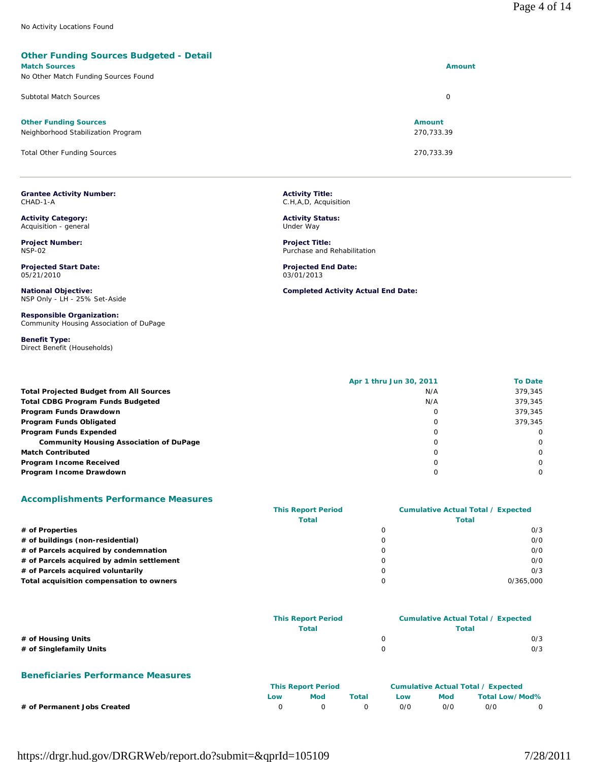No Activity Locations Found

## Other Funding Sources Budgeted - Detail

| Match Sources | Amount |
|---|---|
| No Other Match Funding Sources Found | |
| Subtotal Match Sources | 0 |

| Other Funding Sources | Amount |
|---|---|
| Neighborhood Stabilization Program | 270,733.39 |
| Total Other Funding Sources | 270,733.39 |

---

**Grantee Activity Number:**
CHAD-1-A

**Activity Title:**
C.H,A,D, Acquisition

**Activity Category:**
Acquisition - general

**Activity Status:**
Under Way

**Project Number:**
NSP-02

**Project Title:**
Purchase and Rehabilitation

**Projected Start Date:**
05/21/2010

**Projected End Date:**
03/01/2013

**National Objective:**
NSP Only - LH - 25% Set-Aside

**Completed Activity Actual End Date:**

**Responsible Organization:**
Community Housing Association of DuPage

**Benefit Type:**
Direct Benefit (Households)

| | Apr 1 thru Jun 30, 2011 | To Date |
|---|---|---|
| **Total Projected Budget from All Sources** | N/A | 379,345 |
| **Total CDBG Program Funds Budgeted** | N/A | 379,345 |
| **Program Funds Drawdown** | 0 | 379,345 |
| **Program Funds Obligated** | 0 | 379,345 |
| **Program Funds Expended** | 0 | 0 |
| **Community Housing Association of DuPage** | 0 | 0 |
| **Match Contributed** | 0 | 0 |
| **Program Income Received** | 0 | 0 |
| **Program Income Drawdown** | 0 | 0 |

## Accomplishments Performance Measures

| | This Report Period Total | Cumulative Actual Total / Expected Total |
|---|---|---|
| **# of Properties** | 0 | 0/3 |
| **# of buildings (non-residential)** | 0 | 0/0 |
| **# of Parcels acquired by condemnation** | 0 | 0/0 |
| **# of Parcels acquired by admin settlement** | 0 | 0/0 |
| **# of Parcels acquired voluntarily** | 0 | 0/3 |
| **Total acquisition compensation to owners** | 0 | 0/365,000 |

| | This Report Period Total | Cumulative Actual Total / Expected Total |
|---|---|---|
| **# of Housing Units** | 0 | 0/3 |
| **# of Singlefamily Units** | 0 | 0/3 |

## Beneficiaries Performance Measures

| | This Report Period | | | Cumulative Actual Total / Expected | | | |
|---|---|---|---|---|---|---|---|
| | Low | Mod | Total | Low | Mod | Total | Low/Mod% |
| **# of Permanent Jobs Created** | 0 | 0 | 0 | 0/0 | 0/0 | 0/0 | 0 |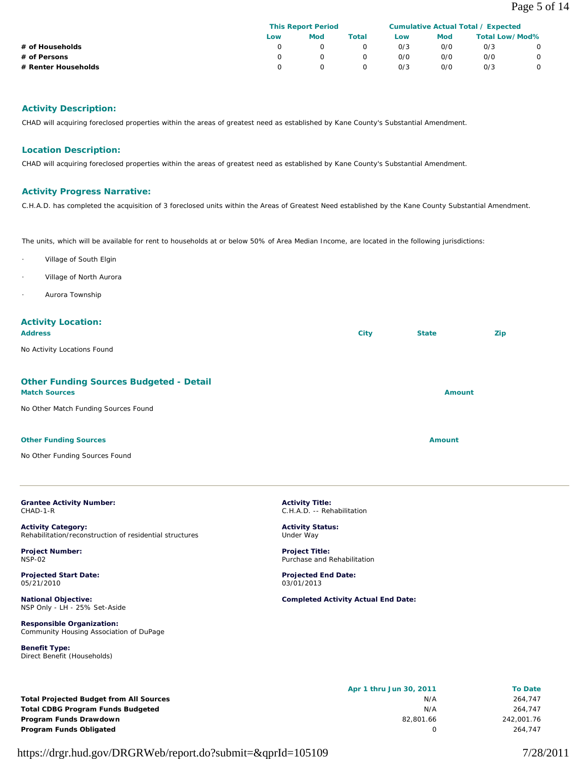| | This Report Period | | | Cumulative Actual Total / Expected | | | |
|---|---|---|---|---|---|---|---|
| | Low | Mod | Total | Low | Mod | Total Low/Mod% | |
| **# of Households** | 0 | 0 | 0 | 0/3 | 0/0 | 0/3 | 0 |
| **# of Persons** | 0 | 0 | 0 | 0/0 | 0/0 | 0/0 | 0 |
| **# Renter Households** | 0 | 0 | 0 | 0/3 | 0/0 | 0/3 | 0 |

## Activity Description:

CHAD will acquiring foreclosed properties within the areas of greatest need as established by Kane County's Substantial Amendment.

## Location Description:

CHAD will acquiring foreclosed properties within the areas of greatest need as established by Kane County's Substantial Amendment.

## Activity Progress Narrative:

C.H.A.D. has completed the acquisition of 3 foreclosed units within the Areas of Greatest Need established by the Kane County Substantial Amendment.

The units, which will be available for rent to households at or below 50% of Area Median Income, are located in the following jurisdictions:

- Village of South Elgin
- Village of North Aurora
- Aurora Township

## Activity Location:

| Address | City | State | Zip |
|---|---|---|---|
| No Activity Locations Found | | | |

## Other Funding Sources Budgeted - Detail

| Match Sources | Amount |
|---|---|
| No Other Match Funding Sources Found | |

| Other Funding Sources | Amount |
|---|---|
| No Other Funding Sources Found | |

---

**Grantee Activity Number:**
CHAD-1-R

**Activity Title:**
C.H.A.D. -- Rehabilitation

**Activity Category:**
Rehabilitation/reconstruction of residential structures

**Activity Status:**
Under Way

**Project Number:**
NSP-02

**Project Title:**
Purchase and Rehabilitation

**Projected Start Date:**
05/21/2010

**Projected End Date:**
03/01/2013

**National Objective:**
NSP Only - LH - 25% Set-Aside

**Completed Activity Actual End Date:**

**Responsible Organization:**
Community Housing Association of DuPage

**Benefit Type:**
Direct Benefit (Households)

| | Apr 1 thru Jun 30, 2011 | To Date |
|---|---|---|
| **Total Projected Budget from All Sources** | N/A | 264,747 |
| **Total CDBG Program Funds Budgeted** | N/A | 264,747 |
| **Program Funds Drawdown** | 82,801.66 | 242,001.76 |
| **Program Funds Obligated** | 0 | 264,747 |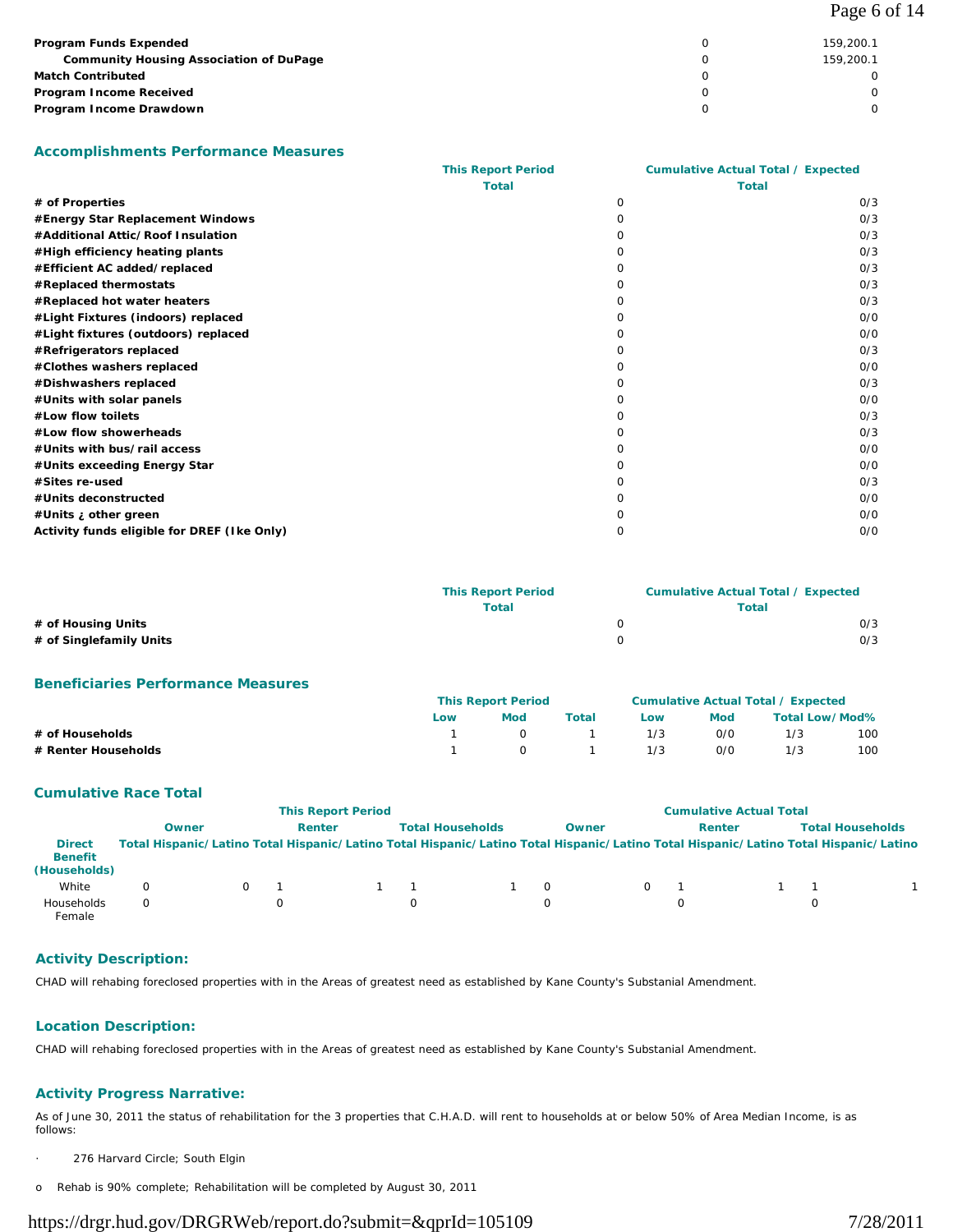| | | |
|---|---|---|
| **Program Funds Expended** | 0 | 159,200.1 |
| **Community Housing Association of DuPage** | 0 | 159,200.1 |
| **Match Contributed** | 0 | 0 |
| **Program Income Received** | 0 | 0 |
| **Program Income Drawdown** | 0 | 0 |

## Accomplishments Performance Measures

| | This Report Period Total | Cumulative Actual Total / Expected Total |
|---|---|---|
| **# of Properties** | 0 | 0/3 |
| **#Energy Star Replacement Windows** | 0 | 0/3 |
| **#Additional Attic/Roof Insulation** | 0 | 0/3 |
| **#High efficiency heating plants** | 0 | 0/3 |
| **#Efficient AC added/replaced** | 0 | 0/3 |
| **#Replaced thermostats** | 0 | 0/3 |
| **#Replaced hot water heaters** | 0 | 0/3 |
| **#Light Fixtures (indoors) replaced** | 0 | 0/0 |
| **#Light fixtures (outdoors) replaced** | 0 | 0/0 |
| **#Refrigerators replaced** | 0 | 0/3 |
| **#Clothes washers replaced** | 0 | 0/0 |
| **#Dishwashers replaced** | 0 | 0/3 |
| **#Units with solar panels** | 0 | 0/0 |
| **#Low flow toilets** | 0 | 0/3 |
| **#Low flow showerheads** | 0 | 0/3 |
| **#Units with bus/rail access** | 0 | 0/0 |
| **#Units exceeding Energy Star** | 0 | 0/0 |
| **#Sites re-used** | 0 | 0/3 |
| **#Units deconstructed** | 0 | 0/0 |
| **#Units ¿ other green** | 0 | 0/0 |
| **Activity funds eligible for DREF (Ike Only)** | 0 | 0/0 |

| | This Report Period Total | Cumulative Actual Total / Expected Total |
|---|---|---|
| **# of Housing Units** | 0 | 0/3 |
| **# of Singlefamily Units** | 0 | 0/3 |

## Beneficiaries Performance Measures

| | This Report Period | | | Cumulative Actual Total / Expected | | | |
|---|---|---|---|---|---|---|---|
| | Low | Mod | Total | Low | Mod | Total | Low/Mod% |
| **# of Households** | 1 | 0 | 1 | 1/3 | 0/0 | 1/3 | 100 |
| **# Renter Households** | 1 | 0 | 1 | 1/3 | 0/0 | 1/3 | 100 |

## Cumulative Race Total

| | This Report Period | | | | | | Cumulative Actual Total | | | | | |
|---|---|---|---|---|---|---|---|---|---|---|---|---|
| | Owner | | Renter | | Total Households | | Owner | | Renter | | Total Households | |
| **Direct Benefit (Households)** | Total | Hispanic/Latino | Total | Hispanic/Latino | Total | Hispanic/Latino | Total | Hispanic/Latino | Total | Hispanic/Latino | Total | Hispanic/Latino |
| White | 0 | 0 | 1 | 1 | 1 | 1 | 0 | 0 | 1 | 1 | 1 | 1 |
| Households Female | 0 | | 0 | | 0 | | 0 | | 0 | | 0 | |

### Activity Description:

CHAD will rehabing foreclosed properties with in the Areas of greatest need as established by Kane County's Substanial Amendment.

### Location Description:

CHAD will rehabing foreclosed properties with in the Areas of greatest need as established by Kane County's Substanial Amendment.

### Activity Progress Narrative:

As of June 30, 2011 the status of rehabilitation for the 3 properties that C.H.A.D. will rent to households at or below 50% of Area Median Income, is as follows:

· 276 Harvard Circle; South Elgin

o Rehab is 90% complete; Rehabilitation will be completed by August 30, 2011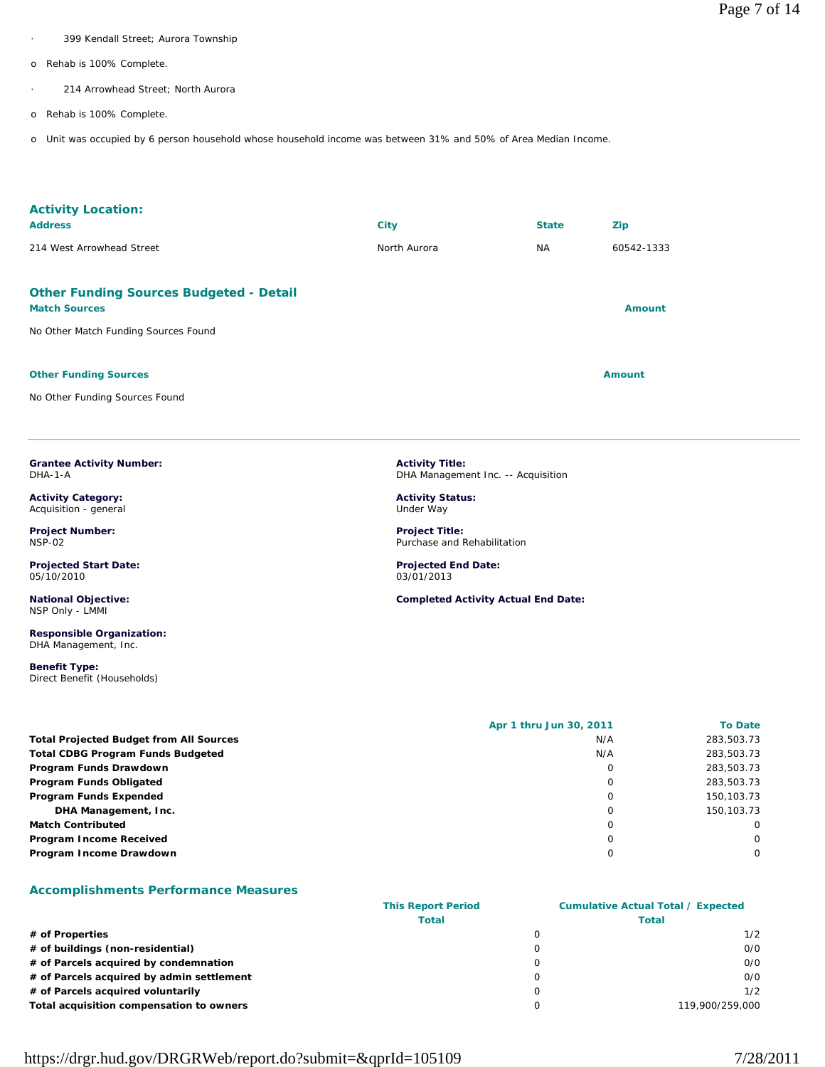- 399 Kendall Street; Aurora Township
  - o Rehab is 100% Complete.
- 214 Arrowhead Street; North Aurora
  - o Rehab is 100% Complete.
  - o Unit was occupied by 6 person household whose household income was between 31% and 50% of Area Median Income.

## Activity Location:

| Address | City | State | Zip |
|---|---|---|---|
| 214 West Arrowhead Street | North Aurora | NA | 60542-1333 |

## Other Funding Sources Budgeted - Detail

| Match Sources | Amount |
|---|---|
| No Other Match Funding Sources Found | |

| Other Funding Sources | Amount |
|---|---|
| No Other Funding Sources Found | |

---

**Grantee Activity Number:**
DHA-1-A

**Activity Title:**
DHA Management Inc. -- Acquisition

**Activity Category:**
Acquisition - general

**Activity Status:**
Under Way

**Project Number:**
NSP-02

**Project Title:**
Purchase and Rehabilitation

**Projected Start Date:**
05/10/2010

**Projected End Date:**
03/01/2013

**National Objective:**
NSP Only - LMMI

**Completed Activity Actual End Date:**

**Responsible Organization:**
DHA Management, Inc.

**Benefit Type:**
Direct Benefit (Households)

| | Apr 1 thru Jun 30, 2011 | To Date |
|---|---|---|
| **Total Projected Budget from All Sources** | N/A | 283,503.73 |
| **Total CDBG Program Funds Budgeted** | N/A | 283,503.73 |
| **Program Funds Drawdown** | 0 | 283,503.73 |
| **Program Funds Obligated** | 0 | 283,503.73 |
| **Program Funds Expended** | 0 | 150,103.73 |
| **DHA Management, Inc.** | 0 | 150,103.73 |
| **Match Contributed** | 0 | 0 |
| **Program Income Received** | 0 | 0 |
| **Program Income Drawdown** | 0 | 0 |

## Accomplishments Performance Measures

| | This Report Period Total | Cumulative Actual Total / Expected Total |
|---|---|---|
| **# of Properties** | 0 | 1/2 |
| **# of buildings (non-residential)** | 0 | 0/0 |
| **# of Parcels acquired by condemnation** | 0 | 0/0 |
| **# of Parcels acquired by admin settlement** | 0 | 0/0 |
| **# of Parcels acquired voluntarily** | 0 | 1/2 |
| **Total acquisition compensation to owners** | 0 | 119,900/259,000 |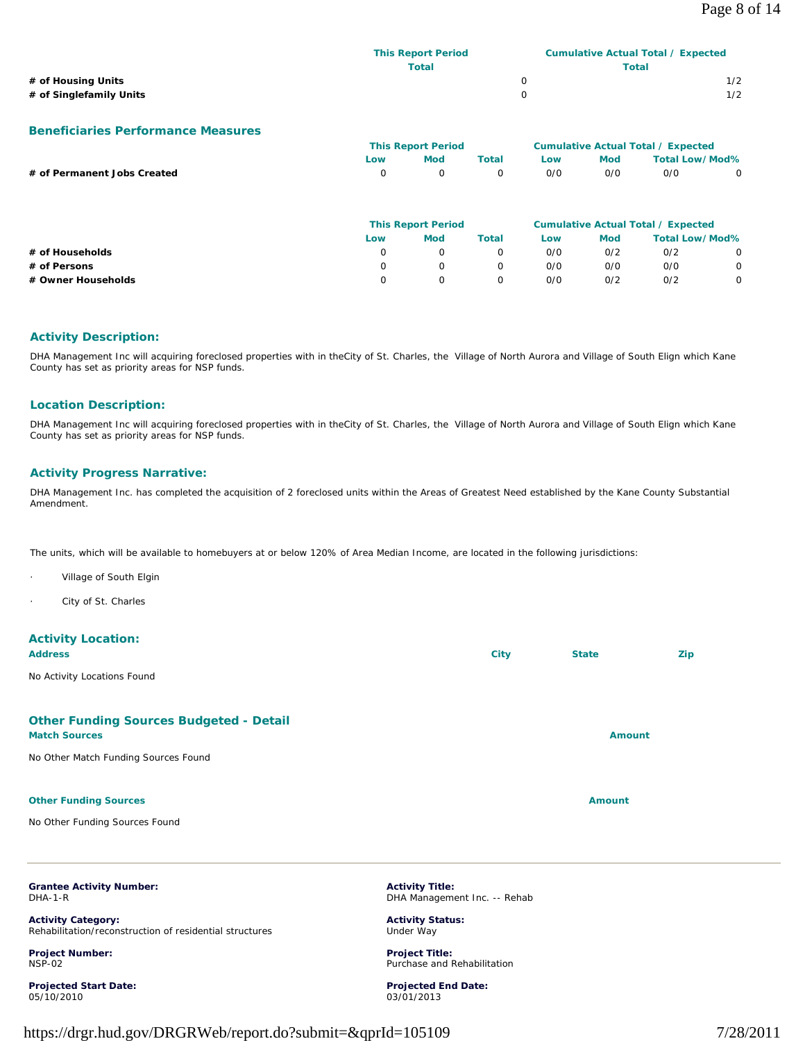| | This Report Period Total | Cumulative Actual Total / Expected Total |
|---|---|---|
| # of Housing Units | 0 | 1/2 |
| # of Singlefamily Units | 0 | 1/2 |

## Beneficiaries Performance Measures

| | This Report Period | | | Cumulative Actual Total / Expected | | | |
|---|---|---|---|---|---|---|---|
| | Low | Mod | Total | Low | Mod | Total Low/Mod% | |
| # of Permanent Jobs Created | 0 | 0 | 0 | 0/0 | 0/0 | 0/0 | 0 |

| | This Report Period | | | Cumulative Actual Total / Expected | | | |
|---|---|---|---|---|---|---|---|
| | Low | Mod | Total | Low | Mod | Total Low/Mod% | |
| # of Households | 0 | 0 | 0 | 0/0 | 0/2 | 0/2 | 0 |
| # of Persons | 0 | 0 | 0 | 0/0 | 0/0 | 0/0 | 0 |
| # Owner Households | 0 | 0 | 0 | 0/0 | 0/2 | 0/2 | 0 |

### Activity Description:

DHA Management Inc will acquiring foreclosed properties with in theCity of St. Charles, the Village of North Aurora and Village of South Elign which Kane County has set as priority areas for NSP funds.

### Location Description:

DHA Management Inc will acquiring foreclosed properties with in theCity of St. Charles, the Village of North Aurora and Village of South Elign which Kane County has set as priority areas for NSP funds.

### Activity Progress Narrative:

DHA Management Inc. has completed the acquisition of 2 foreclosed units within the Areas of Greatest Need established by the Kane County Substantial Amendment.

The units, which will be available to homebuyers at or below 120% of Area Median Income, are located in the following jurisdictions:

- Village of South Elgin
- City of St. Charles

### Activity Location:

| Address | City | State | Zip |
|---|---|---|---|

No Activity Locations Found

### Other Funding Sources Budgeted - Detail

**Match Sources** — **Amount**

No Other Match Funding Sources Found

**Other Funding Sources** — **Amount**

No Other Funding Sources Found

---

**Grantee Activity Number:**
DHA-1-R

**Activity Title:**
DHA Management Inc. -- Rehab

**Activity Category:**
Rehabilitation/reconstruction of residential structures

**Activity Status:**
Under Way

**Project Number:**
NSP-02

**Project Title:**
Purchase and Rehabilitation

**Projected Start Date:**
05/10/2010

**Projected End Date:**
03/01/2013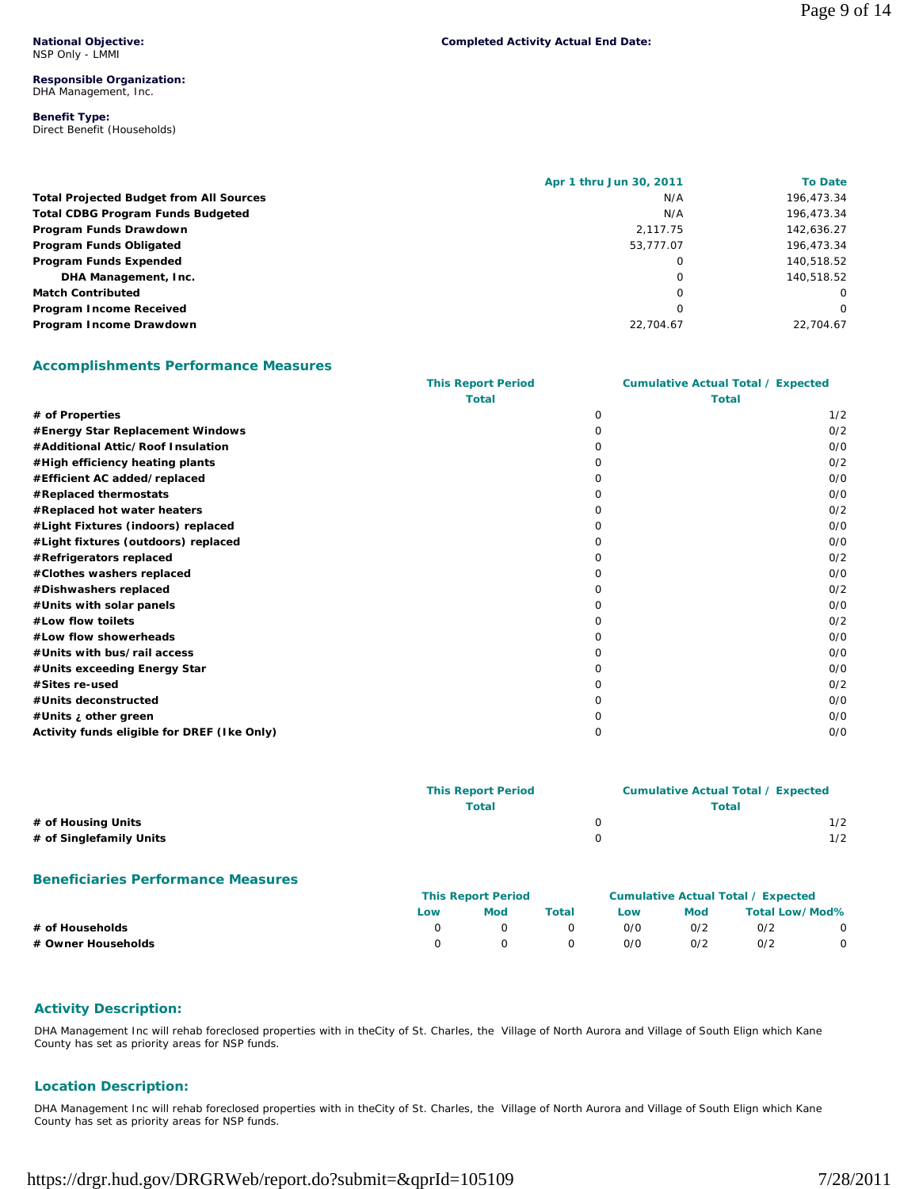**National Objective:**
NSP Only - LMMI

**Completed Activity Actual End Date:**

**Responsible Organization:**
DHA Management, Inc.

**Benefit Type:**
Direct Benefit (Households)

| | Apr 1 thru Jun 30, 2011 | To Date |
|---|---|---|
| **Total Projected Budget from All Sources** | N/A | 196,473.34 |
| **Total CDBG Program Funds Budgeted** | N/A | 196,473.34 |
| **Program Funds Drawdown** | 2,117.75 | 142,636.27 |
| **Program Funds Obligated** | 53,777.07 | 196,473.34 |
| **Program Funds Expended** | 0 | 140,518.52 |
| **DHA Management, Inc.** | 0 | 140,518.52 |
| **Match Contributed** | 0 | 0 |
| **Program Income Received** | 0 | 0 |
| **Program Income Drawdown** | 22,704.67 | 22,704.67 |

## Accomplishments Performance Measures

| | This Report Period Total | Cumulative Actual Total / Expected Total |
|---|---|---|
| **# of Properties** | 0 | 1/2 |
| **#Energy Star Replacement Windows** | 0 | 0/2 |
| **#Additional Attic/Roof Insulation** | 0 | 0/0 |
| **#High efficiency heating plants** | 0 | 0/2 |
| **#Efficient AC added/replaced** | 0 | 0/0 |
| **#Replaced thermostats** | 0 | 0/0 |
| **#Replaced hot water heaters** | 0 | 0/2 |
| **#Light Fixtures (indoors) replaced** | 0 | 0/0 |
| **#Light fixtures (outdoors) replaced** | 0 | 0/0 |
| **#Refrigerators replaced** | 0 | 0/2 |
| **#Clothes washers replaced** | 0 | 0/0 |
| **#Dishwashers replaced** | 0 | 0/2 |
| **#Units with solar panels** | 0 | 0/0 |
| **#Low flow toilets** | 0 | 0/2 |
| **#Low flow showerheads** | 0 | 0/0 |
| **#Units with bus/rail access** | 0 | 0/0 |
| **#Units exceeding Energy Star** | 0 | 0/0 |
| **#Sites re-used** | 0 | 0/2 |
| **#Units deconstructed** | 0 | 0/0 |
| **#Units ¿ other green** | 0 | 0/0 |
| **Activity funds eligible for DREF (Ike Only)** | 0 | 0/0 |

| | This Report Period Total | Cumulative Actual Total / Expected Total |
|---|---|---|
| **# of Housing Units** | 0 | 1/2 |
| **# of Singlefamily Units** | 0 | 1/2 |

## Beneficiaries Performance Measures

| | This Report Period | | | Cumulative Actual Total / Expected | | | |
|---|---|---|---|---|---|---|---|
| | Low | Mod | Total | Low | Mod | Total | Low/Mod% |
| **# of Households** | 0 | 0 | 0 | 0/0 | 0/2 | 0/2 | 0 |
| **# Owner Households** | 0 | 0 | 0 | 0/0 | 0/2 | 0/2 | 0 |

## Activity Description:

DHA Management Inc will rehab foreclosed properties with in theCity of St. Charles, the Village of North Aurora and Village of South Elign which Kane County has set as priority areas for NSP funds.

## Location Description:

DHA Management Inc will rehab foreclosed properties with in theCity of St. Charles, the Village of North Aurora and Village of South Elign which Kane County has set as priority areas for NSP funds.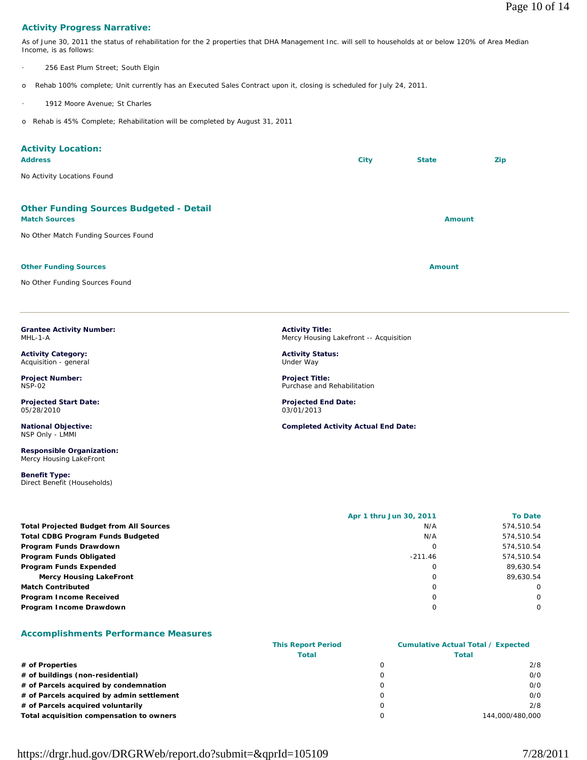### Activity Progress Narrative:

As of June 30, 2011 the status of rehabilitation for the 2 properties that DHA Management Inc. will sell to households at or below 120% of Area Median Income, is as follows:

- 256 East Plum Street; South Elgin
  - o Rehab 100% complete; Unit currently has an Executed Sales Contract upon it, closing is scheduled for July 24, 2011.
- 1912 Moore Avenue; St Charles
  - o Rehab is 45% Complete; Rehabilitation will be completed by August 31, 2011

### Activity Location:

| Address | City | State | Zip |
| --- | --- | --- | --- |
| No Activity Locations Found | | | |

### Other Funding Sources Budgeted - Detail

| Match Sources | Amount |
| --- | --- |
| No Other Match Funding Sources Found | |

| Other Funding Sources | Amount |
| --- | --- |
| No Other Funding Sources Found | |

---

**Grantee Activity Number:**
MHL-1-A

**Activity Title:**
Mercy Housing Lakefront -- Acquisition

**Activity Category:**
Acquisition - general

**Activity Status:**
Under Way

**Project Number:**
NSP-02

**Project Title:**
Purchase and Rehabilitation

**Projected Start Date:**
05/28/2010

**Projected End Date:**
03/01/2013

**National Objective:**
NSP Only - LMMI

**Completed Activity Actual End Date:**

**Responsible Organization:**
Mercy Housing LakeFront

**Benefit Type:**
Direct Benefit (Households)

| | Apr 1 thru Jun 30, 2011 | To Date |
| --- | --- | --- |
| **Total Projected Budget from All Sources** | N/A | 574,510.54 |
| **Total CDBG Program Funds Budgeted** | N/A | 574,510.54 |
| **Program Funds Drawdown** | 0 | 574,510.54 |
| **Program Funds Obligated** | -211.46 | 574,510.54 |
| **Program Funds Expended** | 0 | 89,630.54 |
| **Mercy Housing LakeFront** | 0 | 89,630.54 |
| **Match Contributed** | 0 | 0 |
| **Program Income Received** | 0 | 0 |
| **Program Income Drawdown** | 0 | 0 |

### Accomplishments Performance Measures

| | This Report Period Total | Cumulative Actual Total / Expected Total |
| --- | --- | --- |
| **# of Properties** | 0 | 2/8 |
| **# of buildings (non-residential)** | 0 | 0/0 |
| **# of Parcels acquired by condemnation** | 0 | 0/0 |
| **# of Parcels acquired by admin settlement** | 0 | 0/0 |
| **# of Parcels acquired voluntarily** | 0 | 2/8 |
| **Total acquisition compensation to owners** | 0 | 144,000/480,000 |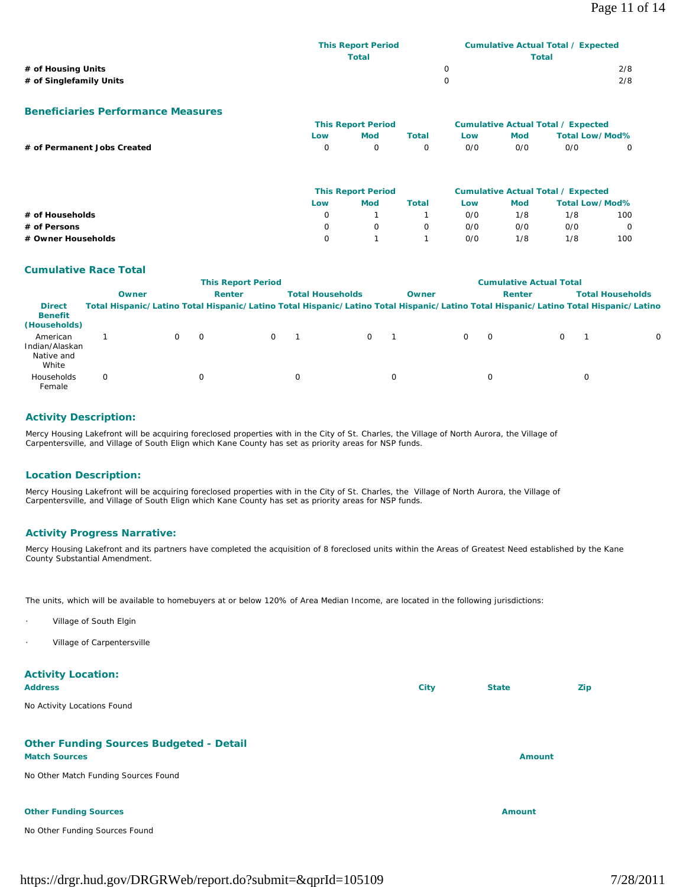| | This Report Period Total | Cumulative Actual Total / Expected Total |
|---|---|---|
| # of Housing Units | 0 | 2/8 |
| # of Singlefamily Units | 0 | 2/8 |

## Beneficiaries Performance Measures

| | This Report Period | | | Cumulative Actual Total / Expected | | | |
|---|---|---|---|---|---|---|---|
| | Low | Mod | Total | Low | Mod | Total Low/Mod% | |
| # of Permanent Jobs Created | 0 | 0 | 0 | 0/0 | 0/0 | 0/0 | 0 |

| | This Report Period | | | Cumulative Actual Total / Expected | | | |
|---|---|---|---|---|---|---|---|
| | Low | Mod | Total | Low | Mod | Total Low/Mod% | |
| # of Households | 0 | 1 | 1 | 0/0 | 1/8 | 1/8 | 100 |
| # of Persons | 0 | 0 | 0 | 0/0 | 0/0 | 0/0 | 0 |
| # Owner Households | 0 | 1 | 1 | 0/0 | 1/8 | 1/8 | 100 |

## Cumulative Race Total

| | This Report Period | | | | | | Cumulative Actual Total | | | | | |
|---|---|---|---|---|---|---|---|---|---|---|---|---|
| | Owner | | Renter | | Total Households | | Owner | | Renter | | Total Households | |
| Direct Benefit (Households) | Total | Hispanic/Latino | Total | Hispanic/Latino | Total | Hispanic/Latino | Total | Hispanic/Latino | Total | Hispanic/Latino | Total | Hispanic/Latino |
| American Indian/Alaskan Native and White | 1 | 0 | 0 | 0 | 1 | 0 | 1 | 0 | 0 | 0 | 1 | 0 |
| Households Female | 0 | | 0 | | 0 | | 0 | | 0 | | 0 | |

## Activity Description:

Mercy Housing Lakefront will be acquiring foreclosed properties with in the City of St. Charles, the Village of North Aurora, the Village of Carpentersville, and Village of South Elign which Kane County has set as priority areas for NSP funds.

## Location Description:

Mercy Housing Lakefront will be acquiring foreclosed properties with in the City of St. Charles, the Village of North Aurora, the Village of Carpentersville, and Village of South Elign which Kane County has set as priority areas for NSP funds.

## Activity Progress Narrative:

Mercy Housing Lakefront and its partners have completed the acquisition of 8 foreclosed units within the Areas of Greatest Need established by the Kane County Substantial Amendment.

The units, which will be available to homebuyers at or below 120% of Area Median Income, are located in the following jurisdictions:

- Village of South Elgin
- Village of Carpentersville

## Activity Location:

| Address | City | State | Zip |
|---|---|---|---|
| No Activity Locations Found | | | |

## Other Funding Sources Budgeted - Detail

| Match Sources | Amount |
|---|---|
| No Other Match Funding Sources Found | |

| Other Funding Sources | Amount |
|---|---|
| No Other Funding Sources Found | |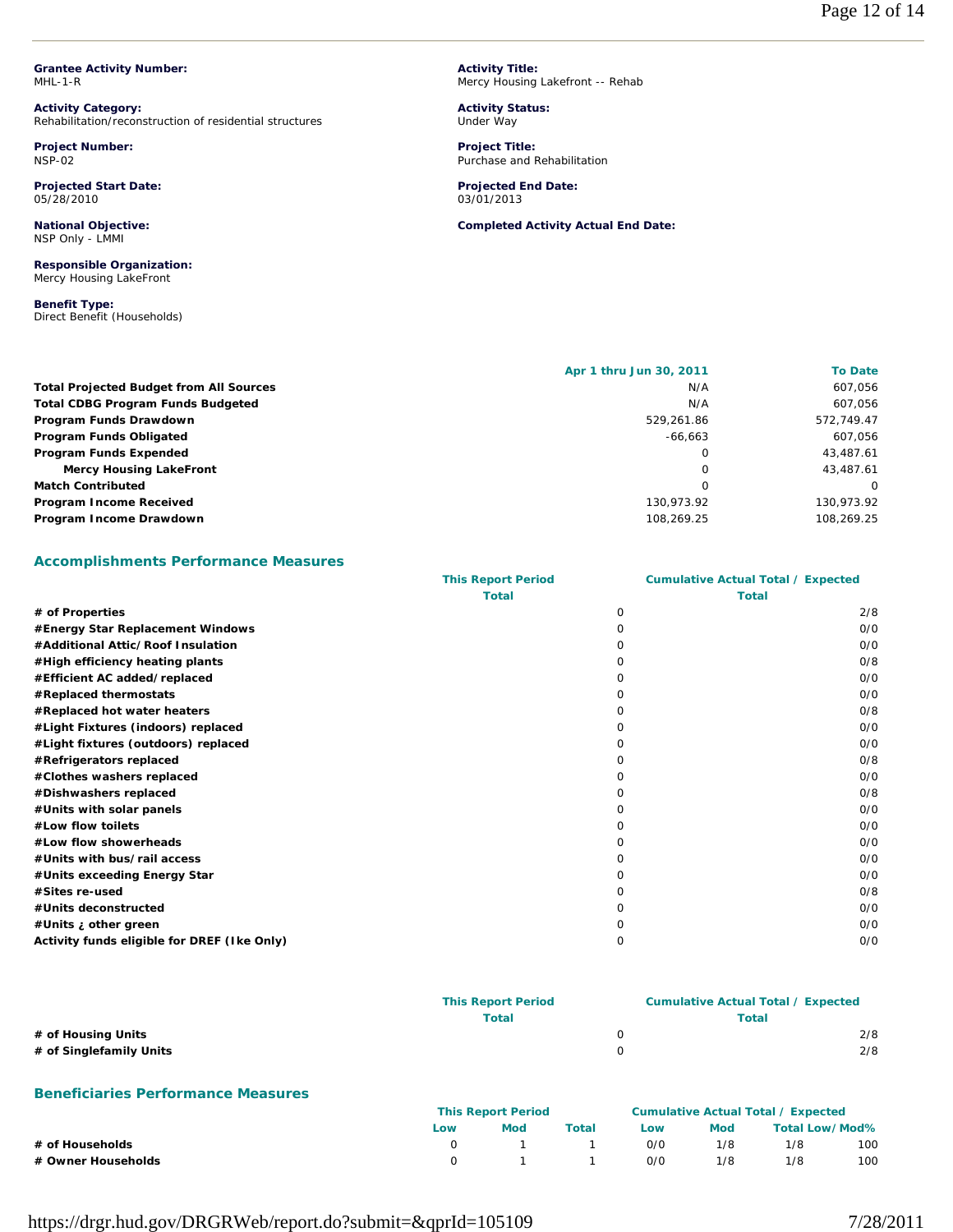**Grantee Activity Number:**
MHL-1-R

**Activity Title:**
Mercy Housing Lakefront -- Rehab

**Activity Category:**
Rehabilitation/reconstruction of residential structures

**Activity Status:**
Under Way

**Project Number:**
NSP-02

**Project Title:**
Purchase and Rehabilitation

**Projected Start Date:**
05/28/2010

**Projected End Date:**
03/01/2013

**National Objective:**
NSP Only - LMMI

**Completed Activity Actual End Date:**

**Responsible Organization:**
Mercy Housing LakeFront

**Benefit Type:**
Direct Benefit (Households)

| | Apr 1 thru Jun 30, 2011 | To Date |
|---|---|---|
| **Total Projected Budget from All Sources** | N/A | 607,056 |
| **Total CDBG Program Funds Budgeted** | N/A | 607,056 |
| **Program Funds Drawdown** | 529,261.86 | 572,749.47 |
| **Program Funds Obligated** | -66,663 | 607,056 |
| **Program Funds Expended** | 0 | 43,487.61 |
| **Mercy Housing LakeFront** | 0 | 43,487.61 |
| **Match Contributed** | 0 | 0 |
| **Program Income Received** | 130,973.92 | 130,973.92 |
| **Program Income Drawdown** | 108,269.25 | 108,269.25 |

## Accomplishments Performance Measures

| | This Report Period Total | Cumulative Actual Total / Expected Total |
|---|---|---|
| **# of Properties** | 0 | 2/8 |
| **#Energy Star Replacement Windows** | 0 | 0/0 |
| **#Additional Attic/Roof Insulation** | 0 | 0/0 |
| **#High efficiency heating plants** | 0 | 0/8 |
| **#Efficient AC added/replaced** | 0 | 0/0 |
| **#Replaced thermostats** | 0 | 0/0 |
| **#Replaced hot water heaters** | 0 | 0/8 |
| **#Light Fixtures (indoors) replaced** | 0 | 0/0 |
| **#Light fixtures (outdoors) replaced** | 0 | 0/0 |
| **#Refrigerators replaced** | 0 | 0/8 |
| **#Clothes washers replaced** | 0 | 0/0 |
| **#Dishwashers replaced** | 0 | 0/8 |
| **#Units with solar panels** | 0 | 0/0 |
| **#Low flow toilets** | 0 | 0/0 |
| **#Low flow showerheads** | 0 | 0/0 |
| **#Units with bus/rail access** | 0 | 0/0 |
| **#Units exceeding Energy Star** | 0 | 0/0 |
| **#Sites re-used** | 0 | 0/8 |
| **#Units deconstructed** | 0 | 0/0 |
| **#Units ¿ other green** | 0 | 0/0 |
| **Activity funds eligible for DREF (Ike Only)** | 0 | 0/0 |

| | This Report Period Total | Cumulative Actual Total / Expected Total |
|---|---|---|
| **# of Housing Units** | 0 | 2/8 |
| **# of Singlefamily Units** | 0 | 2/8 |

## Beneficiaries Performance Measures

| | This Report Period | | | Cumulative Actual Total / Expected | | | |
|---|---|---|---|---|---|---|---|
| | Low | Mod | Total | Low | Mod | Total | Low/Mod% |
| **# of Households** | 0 | 1 | 1 | 0/0 | 1/8 | 1/8 | 100 |
| **# Owner Households** | 0 | 1 | 1 | 0/0 | 1/8 | 1/8 | 100 |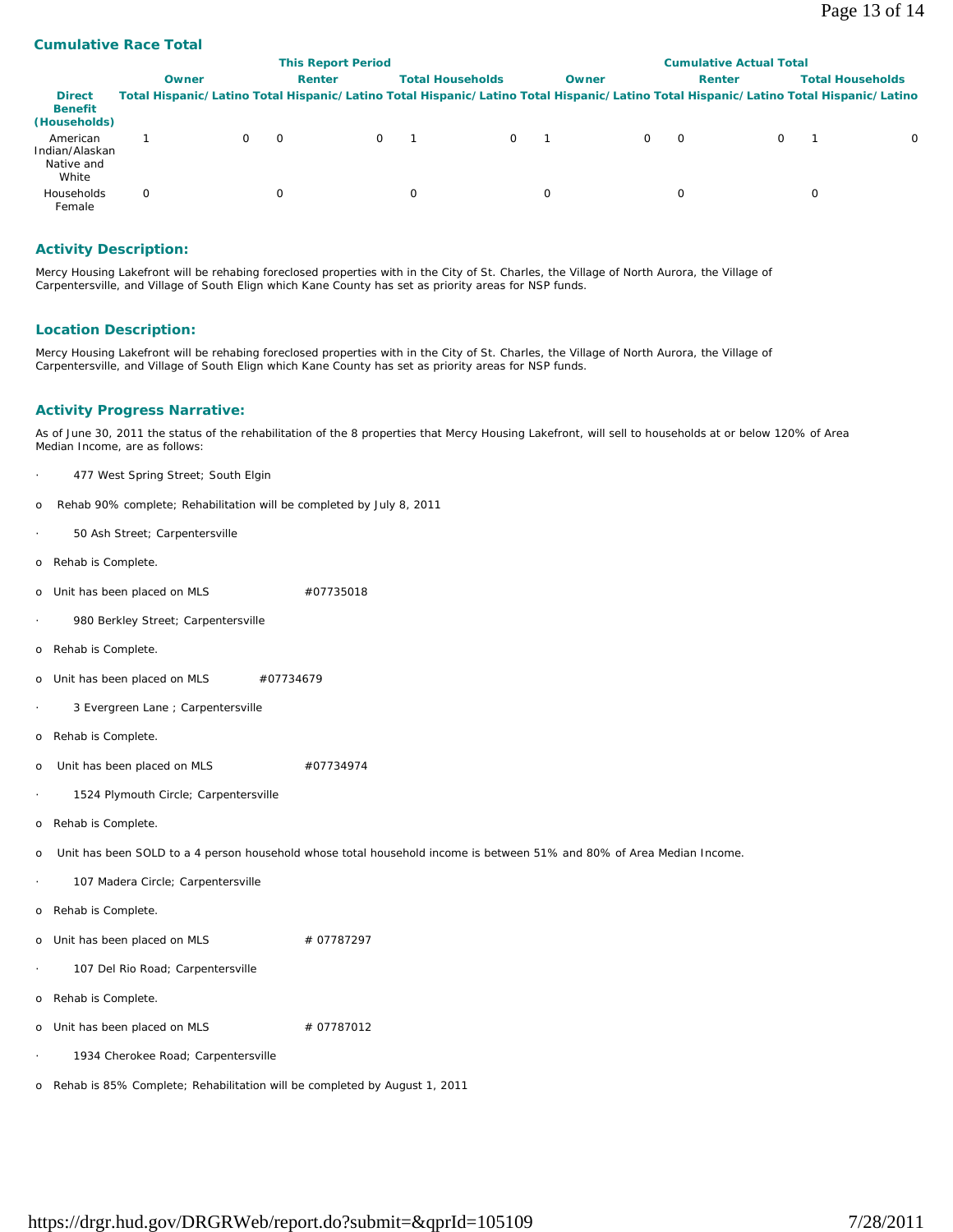### Cumulative Race Total

| Direct Benefit (Households) | This Report Period | | | | | | Cumulative Actual Total | | | | | |
|---|---|---|---|---|---|---|---|---|---|---|---|---|
| | Owner | | Renter | | Total Households | | Owner | | Renter | | Total Households | |
| | Total | Hispanic/Latino | Total | Hispanic/Latino | Total | Hispanic/Latino | Total | Hispanic/Latino | Total | Hispanic/Latino | Total | Hispanic/Latino |
| American Indian/Alaskan Native and White | 1 | 0 | 0 | 0 | 1 | 0 | 1 | 0 | 0 | 0 | 1 | 0 |
| Households Female | 0 | | 0 | | 0 | | 0 | | 0 | | 0 | |

### Activity Description:

Mercy Housing Lakefront will be rehabing foreclosed properties with in the City of St. Charles, the Village of North Aurora, the Village of Carpentersville, and Village of South Elign which Kane County has set as priority areas for NSP funds.

### Location Description:

Mercy Housing Lakefront will be rehabing foreclosed properties with in the City of St. Charles, the Village of North Aurora, the Village of Carpentersville, and Village of South Elign which Kane County has set as priority areas for NSP funds.

### Activity Progress Narrative:

As of June 30, 2011 the status of the rehabilitation of the 8 properties that Mercy Housing Lakefront, will sell to households at or below 120% of Area Median Income, are as follows:

- 477 West Spring Street; South Elgin
  - Rehab 90% complete; Rehabilitation will be completed by July 8, 2011
- 50 Ash Street; Carpentersville
  - Rehab is Complete.
  - Unit has been placed on MLS #07735018
- 980 Berkley Street; Carpentersville
  - Rehab is Complete.
  - Unit has been placed on MLS #07734679
- 3 Evergreen Lane ; Carpentersville
  - Rehab is Complete.
  - Unit has been placed on MLS #07734974
- 1524 Plymouth Circle; Carpentersville
  - Rehab is Complete.
  - Unit has been SOLD to a 4 person household whose total household income is between 51% and 80% of Area Median Income.
- 107 Madera Circle; Carpentersville
  - Rehab is Complete.
  - Unit has been placed on MLS # 07787297
- 107 Del Rio Road; Carpentersville
  - Rehab is Complete.
  - Unit has been placed on MLS # 07787012
- 1934 Cherokee Road; Carpentersville
  - Rehab is 85% Complete; Rehabilitation will be completed by August 1, 2011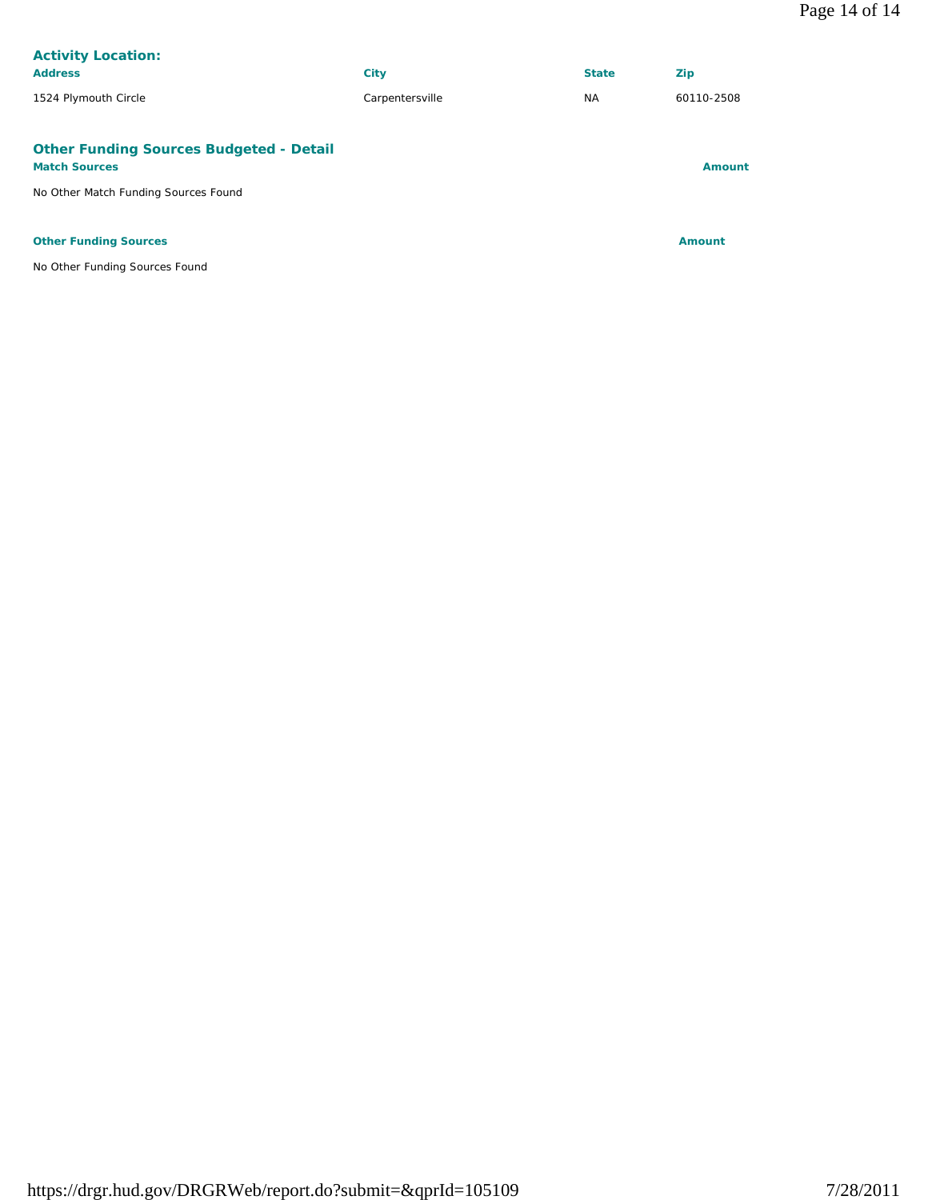### Activity Location:

| Address | City | State | Zip |
|---|---|---|---|
| 1524 Plymouth Circle | Carpentersville | NA | 60110-2508 |

### Other Funding Sources Budgeted - Detail

| Match Sources | Amount |
|---|---|
| No Other Match Funding Sources Found | |

| Other Funding Sources | Amount |
|---|---|
| No Other Funding Sources Found | |